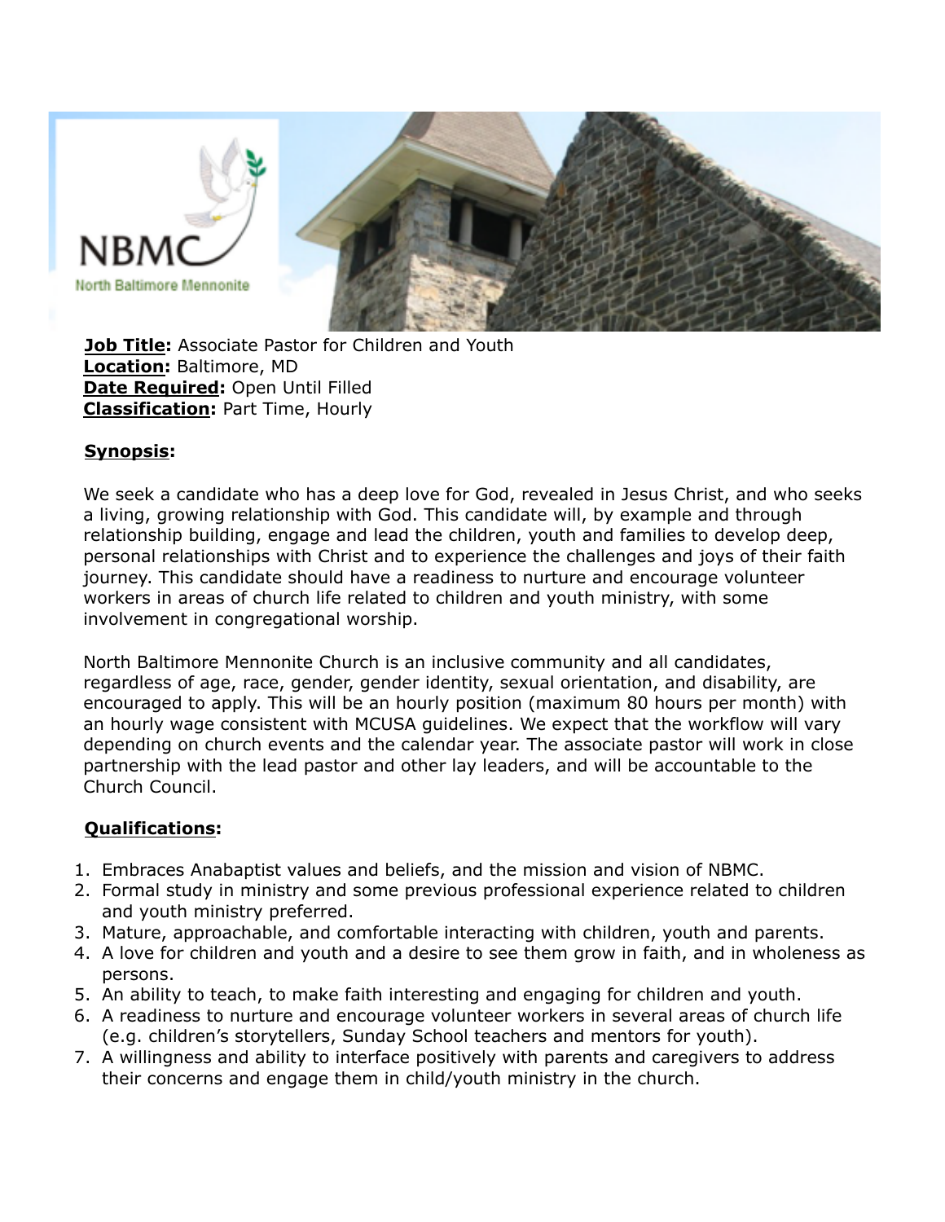**Job Title:** Associate Pastor for Children and Youth
**Location:** Baltimore, MD
**Date Required:** Open Until Filled
**Classification:** Part Time, Hourly

**Synopsis:**

We seek a candidate who has a deep love for God, revealed in Jesus Christ, and who seeks a living, growing relationship with God. This candidate will, by example and through relationship building, engage and lead the children, youth and families to develop deep, personal relationships with Christ and to experience the challenges and joys of their faith journey. This candidate should have a readiness to nurture and encourage volunteer workers in areas of church life related to children and youth ministry, with some involvement in congregational worship.

North Baltimore Mennonite Church is an inclusive community and all candidates, regardless of age, race, gender, gender identity, sexual orientation, and disability, are encouraged to apply. This will be an hourly position (maximum 80 hours per month) with an hourly wage consistent with MCUSA guidelines. We expect that the workflow will vary depending on church events and the calendar year. The associate pastor will work in close partnership with the lead pastor and other lay leaders, and will be accountable to the Church Council.

**Qualifications:**

1. Embraces Anabaptist values and beliefs, and the mission and vision of NBMC.
2. Formal study in ministry and some previous professional experience related to children and youth ministry preferred.
3. Mature, approachable, and comfortable interacting with children, youth and parents.
4. A love for children and youth and a desire to see them grow in faith, and in wholeness as persons.
5. An ability to teach, to make faith interesting and engaging for children and youth.
6. A readiness to nurture and encourage volunteer workers in several areas of church life (e.g. children's storytellers, Sunday School teachers and mentors for youth).
7. A willingness and ability to interface positively with parents and caregivers to address their concerns and engage them in child/youth ministry in the church.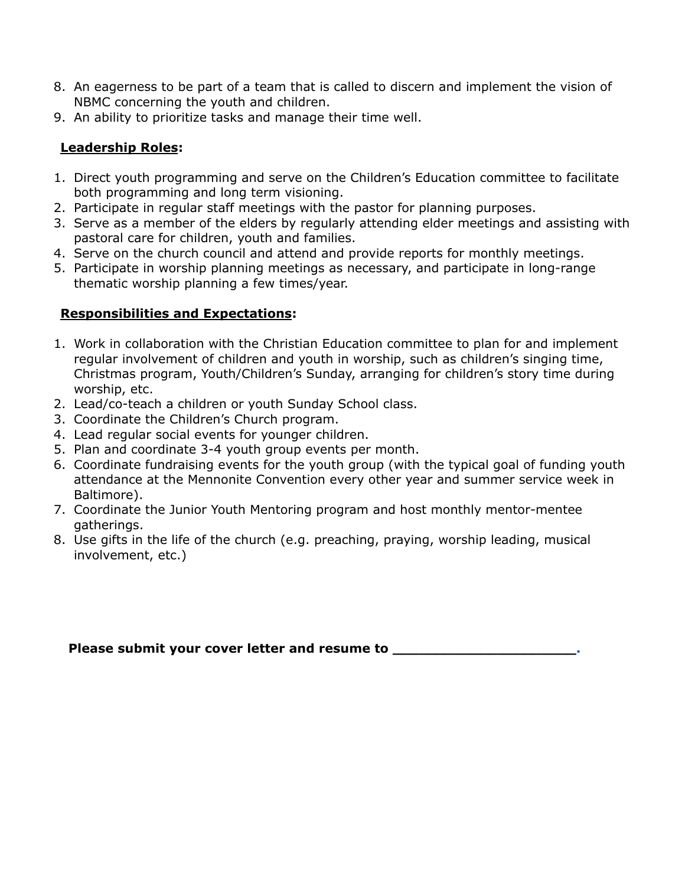8. An eagerness to be part of a team that is called to discern and implement the vision of NBMC concerning the youth and children.
9. An ability to prioritize tasks and manage their time well.

**Leadership Roles:**

1. Direct youth programming and serve on the Children's Education committee to facilitate both programming and long term visioning.
2. Participate in regular staff meetings with the pastor for planning purposes.
3. Serve as a member of the elders by regularly attending elder meetings and assisting with pastoral care for children, youth and families.
4. Serve on the church council and attend and provide reports for monthly meetings.
5. Participate in worship planning meetings as necessary, and participate in long-range thematic worship planning a few times/year.

**Responsibilities and Expectations:**

1. Work in collaboration with the Christian Education committee to plan for and implement regular involvement of children and youth in worship, such as children's singing time, Christmas program, Youth/Children's Sunday, arranging for children's story time during worship, etc.
2. Lead/co-teach a children or youth Sunday School class.
3. Coordinate the Children's Church program.
4. Lead regular social events for younger children.
5. Plan and coordinate 3-4 youth group events per month.
6. Coordinate fundraising events for the youth group (with the typical goal of funding youth attendance at the Mennonite Convention every other year and summer service week in Baltimore).
7. Coordinate the Junior Youth Mentoring program and host monthly mentor-mentee gatherings.
8. Use gifts in the life of the church (e.g. preaching, praying, worship leading, musical involvement, etc.)

**Please submit your cover letter and resume to ______________________.**